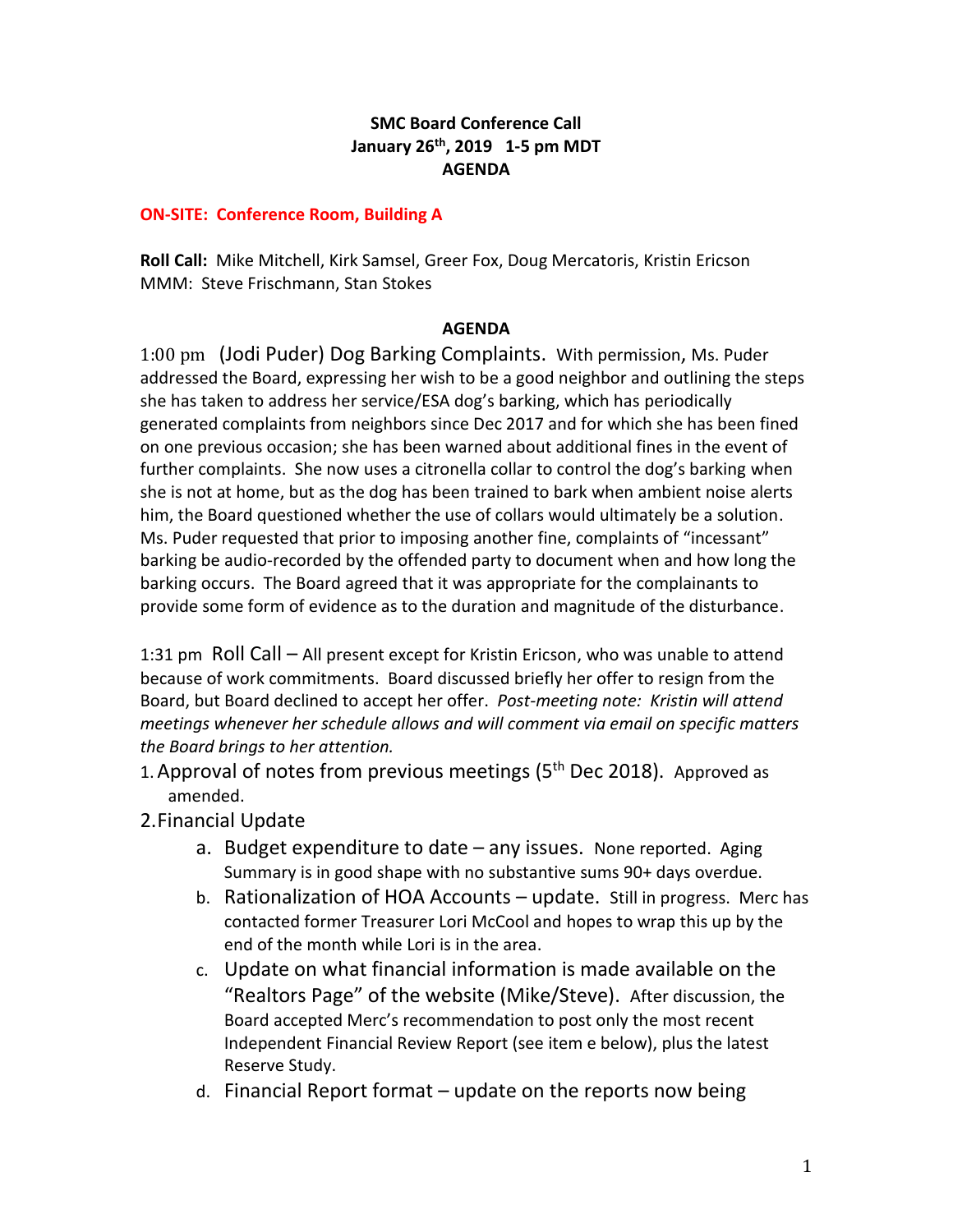**SMC Board Conference Call**
**January 26th, 2019 1-5 pm MDT**
**AGENDA**

**ON-SITE: Conference Room, Building A**

**Roll Call:** Mike Mitchell, Kirk Samsel, Greer Fox, Doug Mercatoris, Kristin Ericson
MMM: Steve Frischmann, Stan Stokes

**AGENDA**

1:00 pm (Jodi Puder) Dog Barking Complaints. With permission, Ms. Puder addressed the Board, expressing her wish to be a good neighbor and outlining the steps she has taken to address her service/ESA dog's barking, which has periodically generated complaints from neighbors since Dec 2017 and for which she has been fined on one previous occasion; she has been warned about additional fines in the event of further complaints. She now uses a citronella collar to control the dog's barking when she is not at home, but as the dog has been trained to bark when ambient noise alerts him, the Board questioned whether the use of collars would ultimately be a solution. Ms. Puder requested that prior to imposing another fine, complaints of "incessant" barking be audio-recorded by the offended party to document when and how long the barking occurs. The Board agreed that it was appropriate for the complainants to provide some form of evidence as to the duration and magnitude of the disturbance.

1:31 pm Roll Call – All present except for Kristin Ericson, who was unable to attend because of work commitments. Board discussed briefly her offer to resign from the Board, but Board declined to accept her offer. *Post-meeting note: Kristin will attend meetings whenever her schedule allows and will comment via email on specific matters the Board brings to her attention.*

1. Approval of notes from previous meetings (5th Dec 2018). Approved as amended.
2. Financial Update
    a. Budget expenditure to date – any issues. None reported. Aging Summary is in good shape with no substantive sums 90+ days overdue.
    b. Rationalization of HOA Accounts – update. Still in progress. Merc has contacted former Treasurer Lori McCool and hopes to wrap this up by the end of the month while Lori is in the area.
    c. Update on what financial information is made available on the "Realtors Page" of the website (Mike/Steve). After discussion, the Board accepted Merc's recommendation to post only the most recent Independent Financial Review Report (see item e below), plus the latest Reserve Study.
    d. Financial Report format – update on the reports now being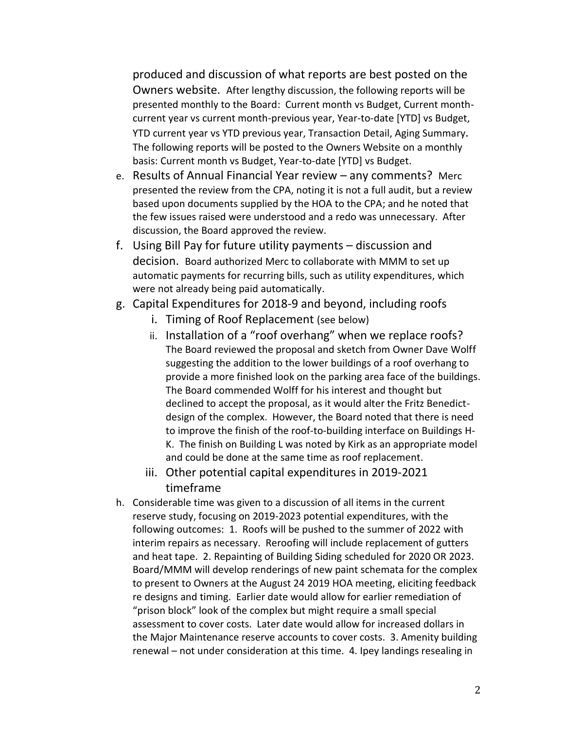produced and discussion of what reports are best posted on the Owners website. After lengthy discussion, the following reports will be presented monthly to the Board: Current month vs Budget, Current month-current year vs current month-previous year, Year-to-date [YTD] vs Budget, YTD current year vs YTD previous year, Transaction Detail, Aging Summary. The following reports will be posted to the Owners Website on a monthly basis: Current month vs Budget, Year-to-date [YTD] vs Budget.

e. Results of Annual Financial Year review – any comments? Merc presented the review from the CPA, noting it is not a full audit, but a review based upon documents supplied by the HOA to the CPA; and he noted that the few issues raised were understood and a redo was unnecessary. After discussion, the Board approved the review.
f. Using Bill Pay for future utility payments – discussion and decision. Board authorized Merc to collaborate with MMM to set up automatic payments for recurring bills, such as utility expenditures, which were not already being paid automatically.
g. Capital Expenditures for 2018-9 and beyond, including roofs
    i. Timing of Roof Replacement (see below)
    ii. Installation of a "roof overhang" when we replace roofs? The Board reviewed the proposal and sketch from Owner Dave Wolff suggesting the addition to the lower buildings of a roof overhang to provide a more finished look on the parking area face of the buildings. The Board commended Wolff for his interest and thought but declined to accept the proposal, as it would alter the Fritz Benedict-design of the complex. However, the Board noted that there is need to improve the finish of the roof-to-building interface on Buildings H-K. The finish on Building L was noted by Kirk as an appropriate model and could be done at the same time as roof replacement.
    iii. Other potential capital expenditures in 2019-2021 timeframe
h. Considerable time was given to a discussion of all items in the current reserve study, focusing on 2019-2023 potential expenditures, with the following outcomes: 1. Roofs will be pushed to the summer of 2022 with interim repairs as necessary. Reroofing will include replacement of gutters and heat tape. 2. Repainting of Building Siding scheduled for 2020 OR 2023. Board/MMM will develop renderings of new paint schemata for the complex to present to Owners at the August 24 2019 HOA meeting, eliciting feedback re designs and timing. Earlier date would allow for earlier remediation of "prison block" look of the complex but might require a small special assessment to cover costs. Later date would allow for increased dollars in the Major Maintenance reserve accounts to cover costs. 3. Amenity building renewal – not under consideration at this time. 4. Ipey landings resealing in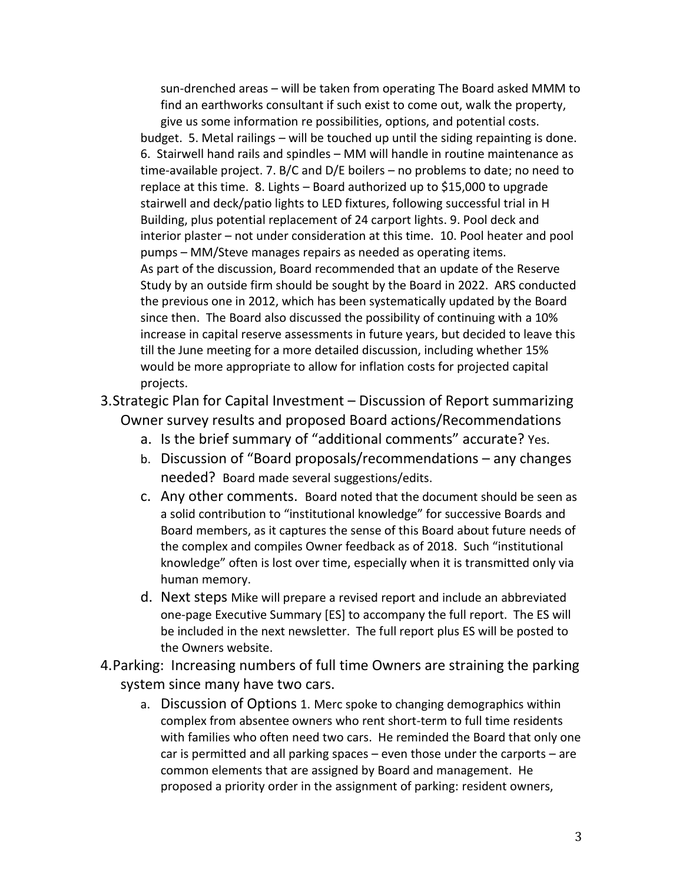sun-drenched areas – will be taken from operating The Board asked MMM to find an earthworks consultant if such exist to come out, walk the property, give us some information re possibilities, options, and potential costs.

budget. 5. Metal railings – will be touched up until the siding repainting is done. 6. Stairwell hand rails and spindles – MM will handle in routine maintenance as time-available project. 7. B/C and D/E boilers – no problems to date; no need to replace at this time. 8. Lights – Board authorized up to $15,000 to upgrade stairwell and deck/patio lights to LED fixtures, following successful trial in H Building, plus potential replacement of 24 carport lights. 9. Pool deck and interior plaster – not under consideration at this time. 10. Pool heater and pool pumps – MM/Steve manages repairs as needed as operating items.

As part of the discussion, Board recommended that an update of the Reserve Study by an outside firm should be sought by the Board in 2022. ARS conducted the previous one in 2012, which has been systematically updated by the Board since then. The Board also discussed the possibility of continuing with a 10% increase in capital reserve assessments in future years, but decided to leave this till the June meeting for a more detailed discussion, including whether 15% would be more appropriate to allow for inflation costs for projected capital projects.

3. Strategic Plan for Capital Investment – Discussion of Report summarizing Owner survey results and proposed Board actions/Recommendations

   a. Is the brief summary of "additional comments" accurate? Yes.
   b. Discussion of "Board proposals/recommendations – any changes needed? Board made several suggestions/edits.
   c. Any other comments. Board noted that the document should be seen as a solid contribution to "institutional knowledge" for successive Boards and Board members, as it captures the sense of this Board about future needs of the complex and compiles Owner feedback as of 2018. Such "institutional knowledge" often is lost over time, especially when it is transmitted only via human memory.
   d. Next steps Mike will prepare a revised report and include an abbreviated one-page Executive Summary [ES] to accompany the full report. The ES will be included in the next newsletter. The full report plus ES will be posted to the Owners website.

4. Parking: Increasing numbers of full time Owners are straining the parking system since many have two cars.

   a. Discussion of Options 1. Merc spoke to changing demographics within complex from absentee owners who rent short-term to full time residents with families who often need two cars. He reminded the Board that only one car is permitted and all parking spaces – even those under the carports – are common elements that are assigned by Board and management. He proposed a priority order in the assignment of parking: resident owners,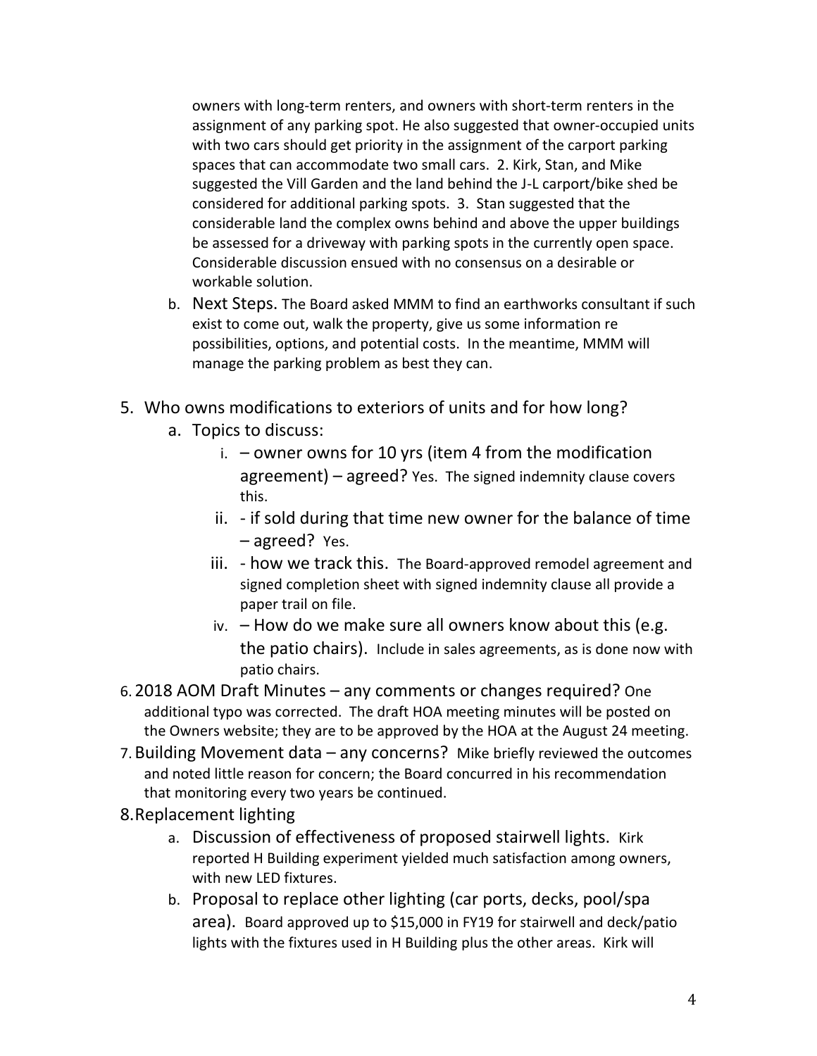owners with long-term renters, and owners with short-term renters in the assignment of any parking spot. He also suggested that owner-occupied units with two cars should get priority in the assignment of the carport parking spaces that can accommodate two small cars. 2. Kirk, Stan, and Mike suggested the Vill Garden and the land behind the J-L carport/bike shed be considered for additional parking spots. 3. Stan suggested that the considerable land the complex owns behind and above the upper buildings be assessed for a driveway with parking spots in the currently open space. Considerable discussion ensued with no consensus on a desirable or workable solution.

   b. Next Steps. The Board asked MMM to find an earthworks consultant if such exist to come out, walk the property, give us some information re possibilities, options, and potential costs. In the meantime, MMM will manage the parking problem as best they can.

5. Who owns modifications to exteriors of units and for how long?
   a. Topics to discuss:
      i. – owner owns for 10 yrs (item 4 from the modification agreement) – agreed? Yes. The signed indemnity clause covers this.
      ii. - if sold during that time new owner for the balance of time – agreed? Yes.
      iii. - how we track this. The Board-approved remodel agreement and signed completion sheet with signed indemnity clause all provide a paper trail on file.
      iv. – How do we make sure all owners know about this (e.g. the patio chairs). Include in sales agreements, as is done now with patio chairs.
6. 2018 AOM Draft Minutes – any comments or changes required? One additional typo was corrected. The draft HOA meeting minutes will be posted on the Owners website; they are to be approved by the HOA at the August 24 meeting.
7. Building Movement data – any concerns? Mike briefly reviewed the outcomes and noted little reason for concern; the Board concurred in his recommendation that monitoring every two years be continued.
8. Replacement lighting
   a. Discussion of effectiveness of proposed stairwell lights. Kirk reported H Building experiment yielded much satisfaction among owners, with new LED fixtures.
   b. Proposal to replace other lighting (car ports, decks, pool/spa area). Board approved up to $15,000 in FY19 for stairwell and deck/patio lights with the fixtures used in H Building plus the other areas. Kirk will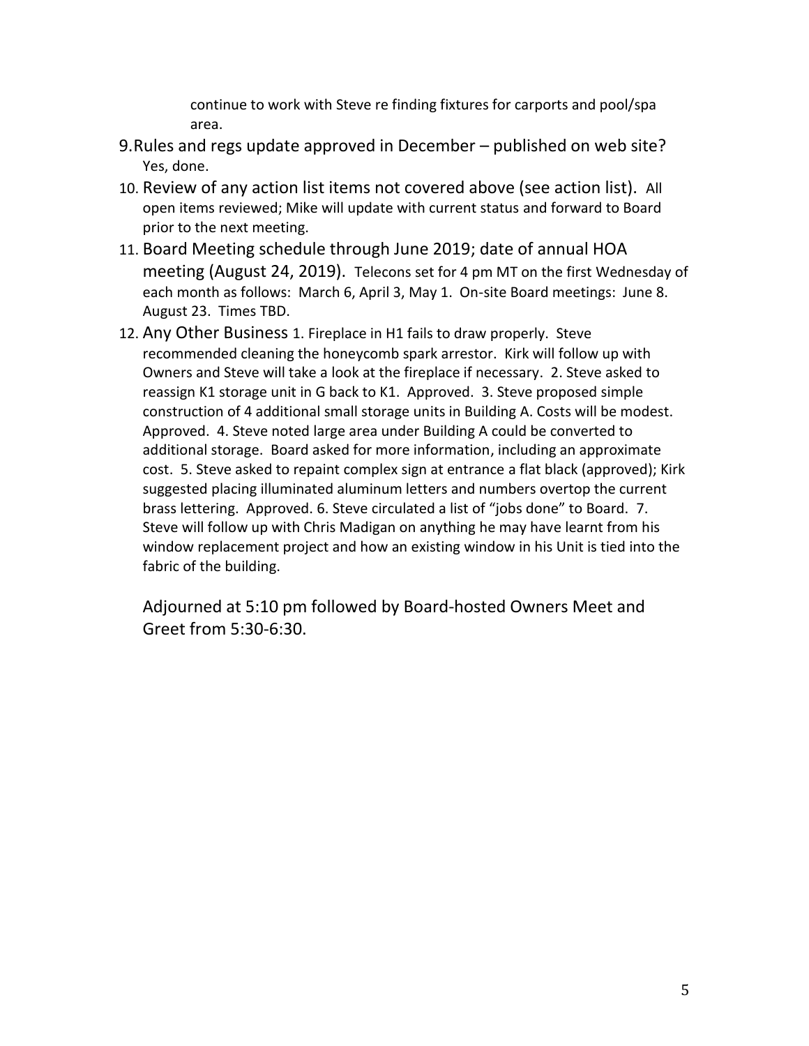continue to work with Steve re finding fixtures for carports and pool/spa area.

9. Rules and regs update approved in December – published on web site? Yes, done.
10. Review of any action list items not covered above (see action list). All open items reviewed; Mike will update with current status and forward to Board prior to the next meeting.
11. Board Meeting schedule through June 2019; date of annual HOA meeting (August 24, 2019). Telecons set for 4 pm MT on the first Wednesday of each month as follows: March 6, April 3, May 1. On-site Board meetings: June 8. August 23. Times TBD.
12. Any Other Business 1. Fireplace in H1 fails to draw properly. Steve recommended cleaning the honeycomb spark arrestor. Kirk will follow up with Owners and Steve will take a look at the fireplace if necessary. 2. Steve asked to reassign K1 storage unit in G back to K1. Approved. 3. Steve proposed simple construction of 4 additional small storage units in Building A. Costs will be modest. Approved. 4. Steve noted large area under Building A could be converted to additional storage. Board asked for more information, including an approximate cost. 5. Steve asked to repaint complex sign at entrance a flat black (approved); Kirk suggested placing illuminated aluminum letters and numbers overtop the current brass lettering. Approved. 6. Steve circulated a list of "jobs done" to Board. 7. Steve will follow up with Chris Madigan on anything he may have learnt from his window replacement project and how an existing window in his Unit is tied into the fabric of the building.

Adjourned at 5:10 pm followed by Board-hosted Owners Meet and Greet from 5:30-6:30.